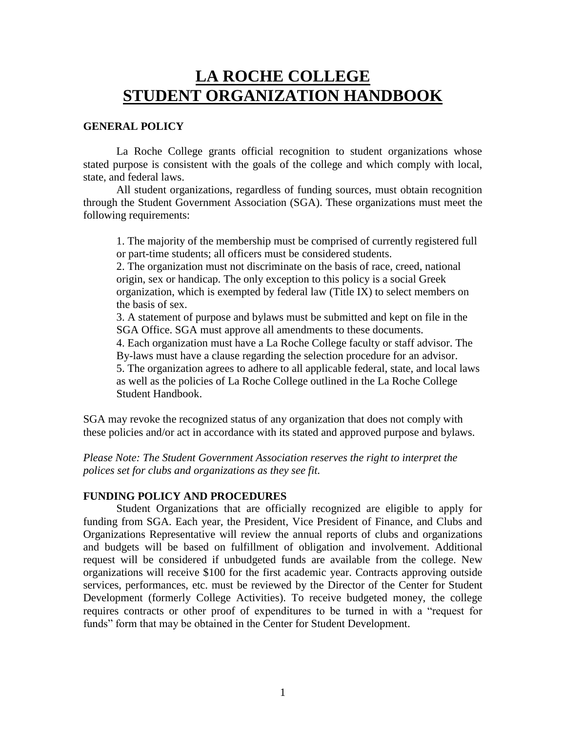# LA ROCHE COLLEGE STUDENT ORGANIZATION HANDBOOK

## GENERAL POLICY

La Roche College grants official recognition to student organizations whose stated purpose is consistent with the goals of the college and which comply with local, state, and federal laws.

All student organizations, regardless of funding sources, must obtain recognition through the Student Government Association (SGA). These organizations must meet the following requirements:

1. The majority of the membership must be comprised of currently registered full or part-time students; all officers must be considered students.
2. The organization must not discriminate on the basis of race, creed, national origin, sex or handicap. The only exception to this policy is a social Greek organization, which is exempted by federal law (Title IX) to select members on the basis of sex.
3. A statement of purpose and bylaws must be submitted and kept on file in the SGA Office. SGA must approve all amendments to these documents.
4. Each organization must have a La Roche College faculty or staff advisor. The By-laws must have a clause regarding the selection procedure for an advisor.
5. The organization agrees to adhere to all applicable federal, state, and local laws as well as the policies of La Roche College outlined in the La Roche College Student Handbook.

SGA may revoke the recognized status of any organization that does not comply with these policies and/or act in accordance with its stated and approved purpose and bylaws.

*Please Note: The Student Government Association reserves the right to interpret the polices set for clubs and organizations as they see fit.*

## FUNDING POLICY AND PROCEDURES

Student Organizations that are officially recognized are eligible to apply for funding from SGA. Each year, the President, Vice President of Finance, and Clubs and Organizations Representative will review the annual reports of clubs and organizations and budgets will be based on fulfillment of obligation and involvement. Additional request will be considered if unbudgeted funds are available from the college. New organizations will receive $100 for the first academic year. Contracts approving outside services, performances, etc. must be reviewed by the Director of the Center for Student Development (formerly College Activities). To receive budgeted money, the college requires contracts or other proof of expenditures to be turned in with a "request for funds" form that may be obtained in the Center for Student Development.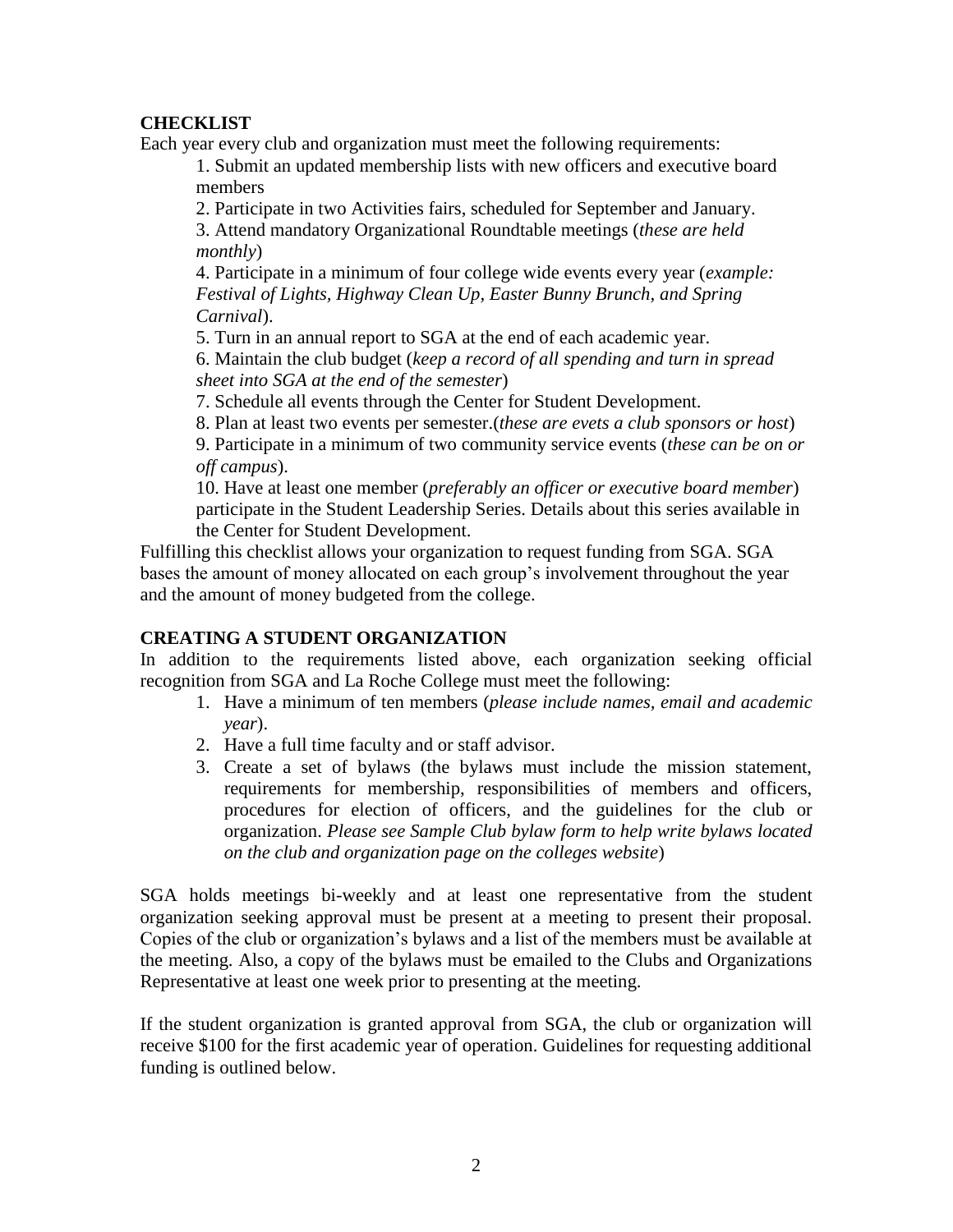**CHECKLIST**

Each year every club and organization must meet the following requirements:

1. Submit an updated membership lists with new officers and executive board members
2. Participate in two Activities fairs, scheduled for September and January.
3. Attend mandatory Organizational Roundtable meetings (*these are held monthly*)
4. Participate in a minimum of four college wide events every year (*example: Festival of Lights, Highway Clean Up, Easter Bunny Brunch, and Spring Carnival*).
5. Turn in an annual report to SGA at the end of each academic year.
6. Maintain the club budget (*keep a record of all spending and turn in spread sheet into SGA at the end of the semester*)
7. Schedule all events through the Center for Student Development.
8. Plan at least two events per semester.(*these are evets a club sponsors or host*)
9. Participate in a minimum of two community service events (*these can be on or off campus*).
10. Have at least one member (*preferably an officer or executive board member*) participate in the Student Leadership Series. Details about this series available in the Center for Student Development.

Fulfilling this checklist allows your organization to request funding from SGA. SGA bases the amount of money allocated on each group's involvement throughout the year and the amount of money budgeted from the college.

**CREATING A STUDENT ORGANIZATION**

In addition to the requirements listed above, each organization seeking official recognition from SGA and La Roche College must meet the following:

1. Have a minimum of ten members (*please include names, email and academic year*).
2. Have a full time faculty and or staff advisor.
3. Create a set of bylaws (the bylaws must include the mission statement, requirements for membership, responsibilities of members and officers, procedures for election of officers, and the guidelines for the club or organization. *Please see Sample Club bylaw form to help write bylaws located on the club and organization page on the colleges website*)

SGA holds meetings bi-weekly and at least one representative from the student organization seeking approval must be present at a meeting to present their proposal. Copies of the club or organization's bylaws and a list of the members must be available at the meeting. Also, a copy of the bylaws must be emailed to the Clubs and Organizations Representative at least one week prior to presenting at the meeting.

If the student organization is granted approval from SGA, the club or organization will receive $100 for the first academic year of operation. Guidelines for requesting additional funding is outlined below.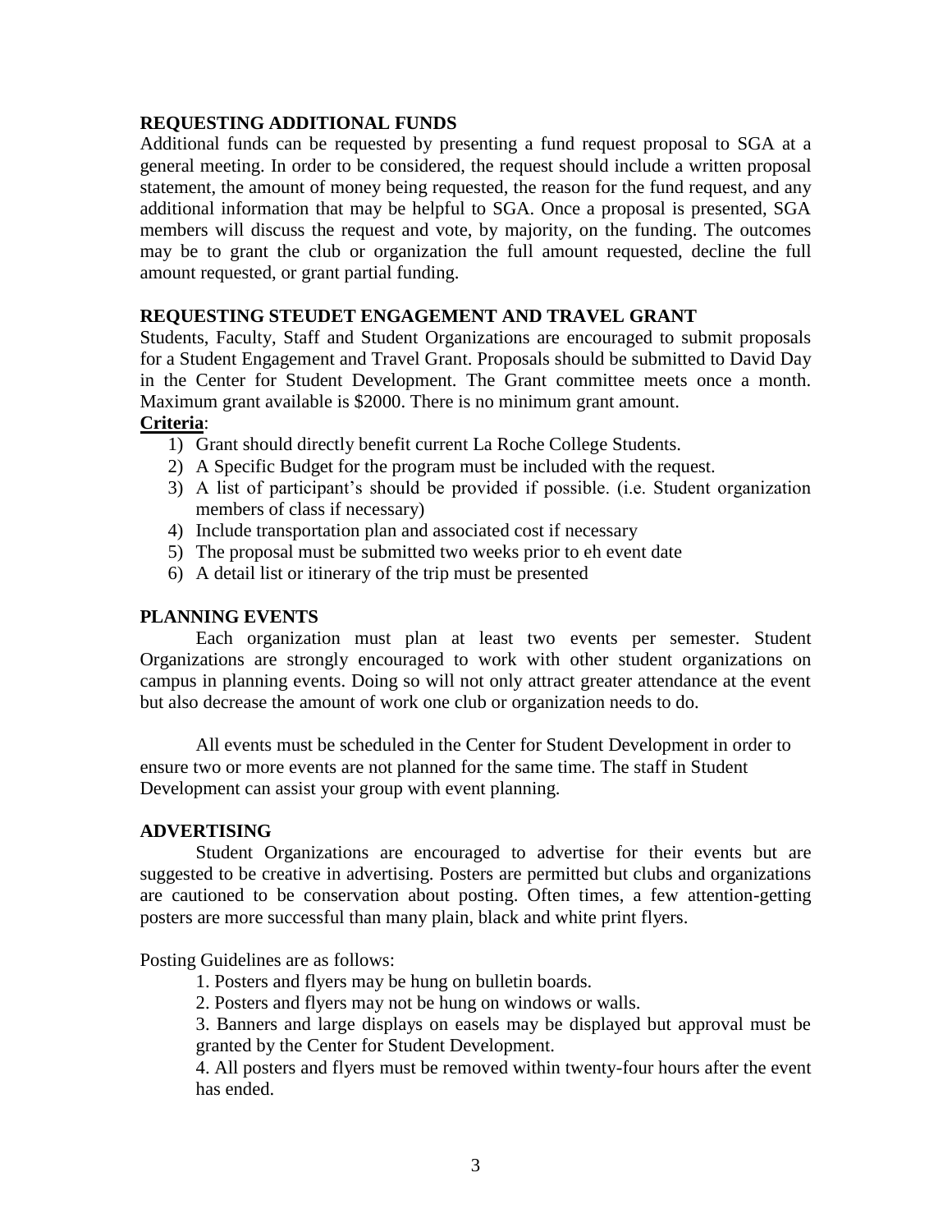## REQUESTING ADDITIONAL FUNDS

Additional funds can be requested by presenting a fund request proposal to SGA at a general meeting. In order to be considered, the request should include a written proposal statement, the amount of money being requested, the reason for the fund request, and any additional information that may be helpful to SGA. Once a proposal is presented, SGA members will discuss the request and vote, by majority, on the funding. The outcomes may be to grant the club or organization the full amount requested, decline the full amount requested, or grant partial funding.

## REQUESTING STEUDET ENGAGEMENT AND TRAVEL GRANT

Students, Faculty, Staff and Student Organizations are encouraged to submit proposals for a Student Engagement and Travel Grant. Proposals should be submitted to David Day in the Center for Student Development. The Grant committee meets once a month. Maximum grant available is $2000. There is no minimum grant amount.

**Criteria**:

1) Grant should directly benefit current La Roche College Students.
2) A Specific Budget for the program must be included with the request.
3) A list of participant's should be provided if possible. (i.e. Student organization members of class if necessary)
4) Include transportation plan and associated cost if necessary
5) The proposal must be submitted two weeks prior to eh event date
6) A detail list or itinerary of the trip must be presented

## PLANNING EVENTS

Each organization must plan at least two events per semester. Student Organizations are strongly encouraged to work with other student organizations on campus in planning events. Doing so will not only attract greater attendance at the event but also decrease the amount of work one club or organization needs to do.

All events must be scheduled in the Center for Student Development in order to ensure two or more events are not planned for the same time. The staff in Student Development can assist your group with event planning.

## ADVERTISING

Student Organizations are encouraged to advertise for their events but are suggested to be creative in advertising. Posters are permitted but clubs and organizations are cautioned to be conservation about posting. Often times, a few attention-getting posters are more successful than many plain, black and white print flyers.

Posting Guidelines are as follows:

1. Posters and flyers may be hung on bulletin boards.
2. Posters and flyers may not be hung on windows or walls.
3. Banners and large displays on easels may be displayed but approval must be granted by the Center for Student Development.
4. All posters and flyers must be removed within twenty-four hours after the event has ended.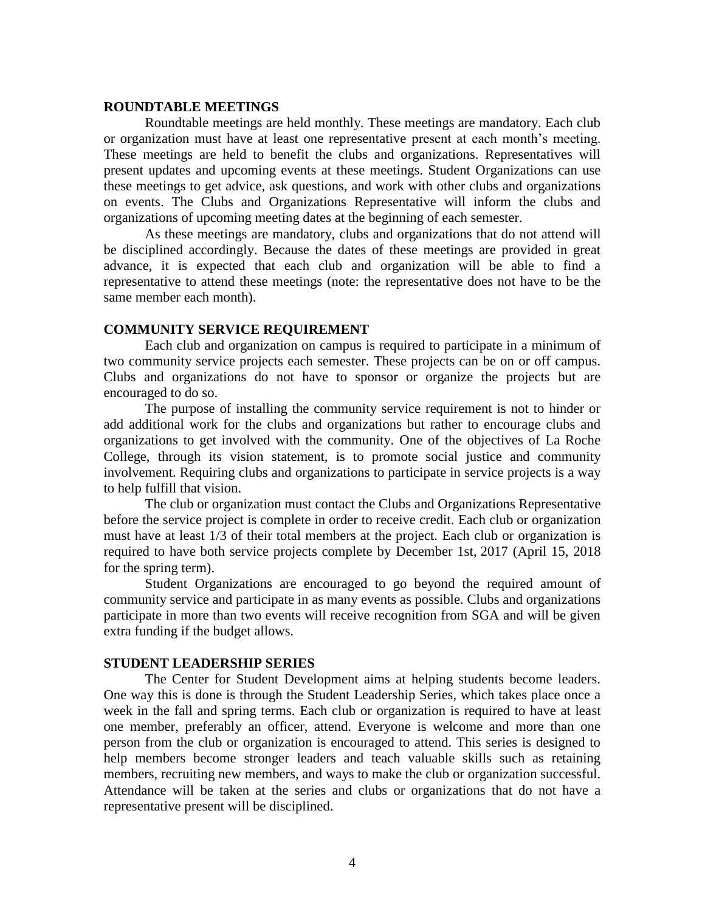## ROUNDTABLE MEETINGS

Roundtable meetings are held monthly. These meetings are mandatory. Each club or organization must have at least one representative present at each month's meeting. These meetings are held to benefit the clubs and organizations. Representatives will present updates and upcoming events at these meetings. Student Organizations can use these meetings to get advice, ask questions, and work with other clubs and organizations on events. The Clubs and Organizations Representative will inform the clubs and organizations of upcoming meeting dates at the beginning of each semester.

As these meetings are mandatory, clubs and organizations that do not attend will be disciplined accordingly. Because the dates of these meetings are provided in great advance, it is expected that each club and organization will be able to find a representative to attend these meetings (note: the representative does not have to be the same member each month).

## COMMUNITY SERVICE REQUIREMENT

Each club and organization on campus is required to participate in a minimum of two community service projects each semester. These projects can be on or off campus. Clubs and organizations do not have to sponsor or organize the projects but are encouraged to do so.

The purpose of installing the community service requirement is not to hinder or add additional work for the clubs and organizations but rather to encourage clubs and organizations to get involved with the community. One of the objectives of La Roche College, through its vision statement, is to promote social justice and community involvement. Requiring clubs and organizations to participate in service projects is a way to help fulfill that vision.

The club or organization must contact the Clubs and Organizations Representative before the service project is complete in order to receive credit. Each club or organization must have at least 1/3 of their total members at the project. Each club or organization is required to have both service projects complete by December 1st, 2017 (April 15, 2018 for the spring term).

Student Organizations are encouraged to go beyond the required amount of community service and participate in as many events as possible. Clubs and organizations participate in more than two events will receive recognition from SGA and will be given extra funding if the budget allows.

## STUDENT LEADERSHIP SERIES

The Center for Student Development aims at helping students become leaders. One way this is done is through the Student Leadership Series, which takes place once a week in the fall and spring terms. Each club or organization is required to have at least one member, preferably an officer, attend. Everyone is welcome and more than one person from the club or organization is encouraged to attend. This series is designed to help members become stronger leaders and teach valuable skills such as retaining members, recruiting new members, and ways to make the club or organization successful. Attendance will be taken at the series and clubs or organizations that do not have a representative present will be disciplined.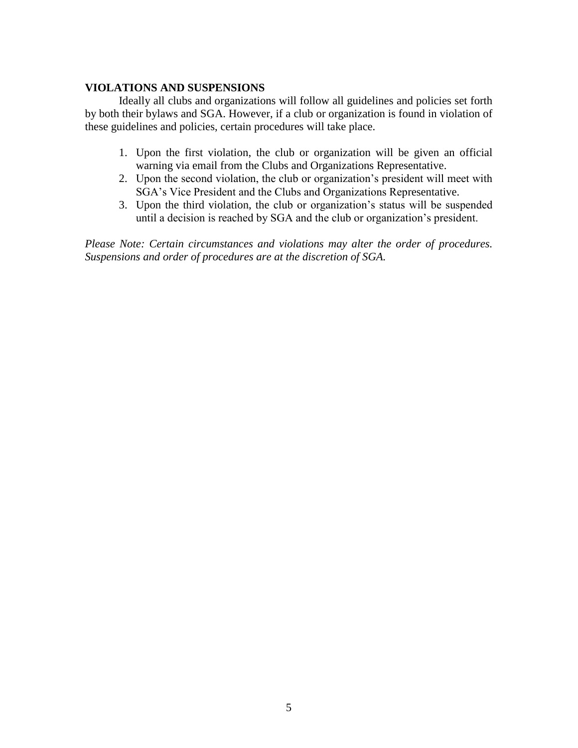## VIOLATIONS AND SUSPENSIONS

Ideally all clubs and organizations will follow all guidelines and policies set forth by both their bylaws and SGA. However, if a club or organization is found in violation of these guidelines and policies, certain procedures will take place.

1. Upon the first violation, the club or organization will be given an official warning via email from the Clubs and Organizations Representative.
2. Upon the second violation, the club or organization's president will meet with SGA's Vice President and the Clubs and Organizations Representative.
3. Upon the third violation, the club or organization's status will be suspended until a decision is reached by SGA and the club or organization's president.

*Please Note: Certain circumstances and violations may alter the order of procedures. Suspensions and order of procedures are at the discretion of SGA.*